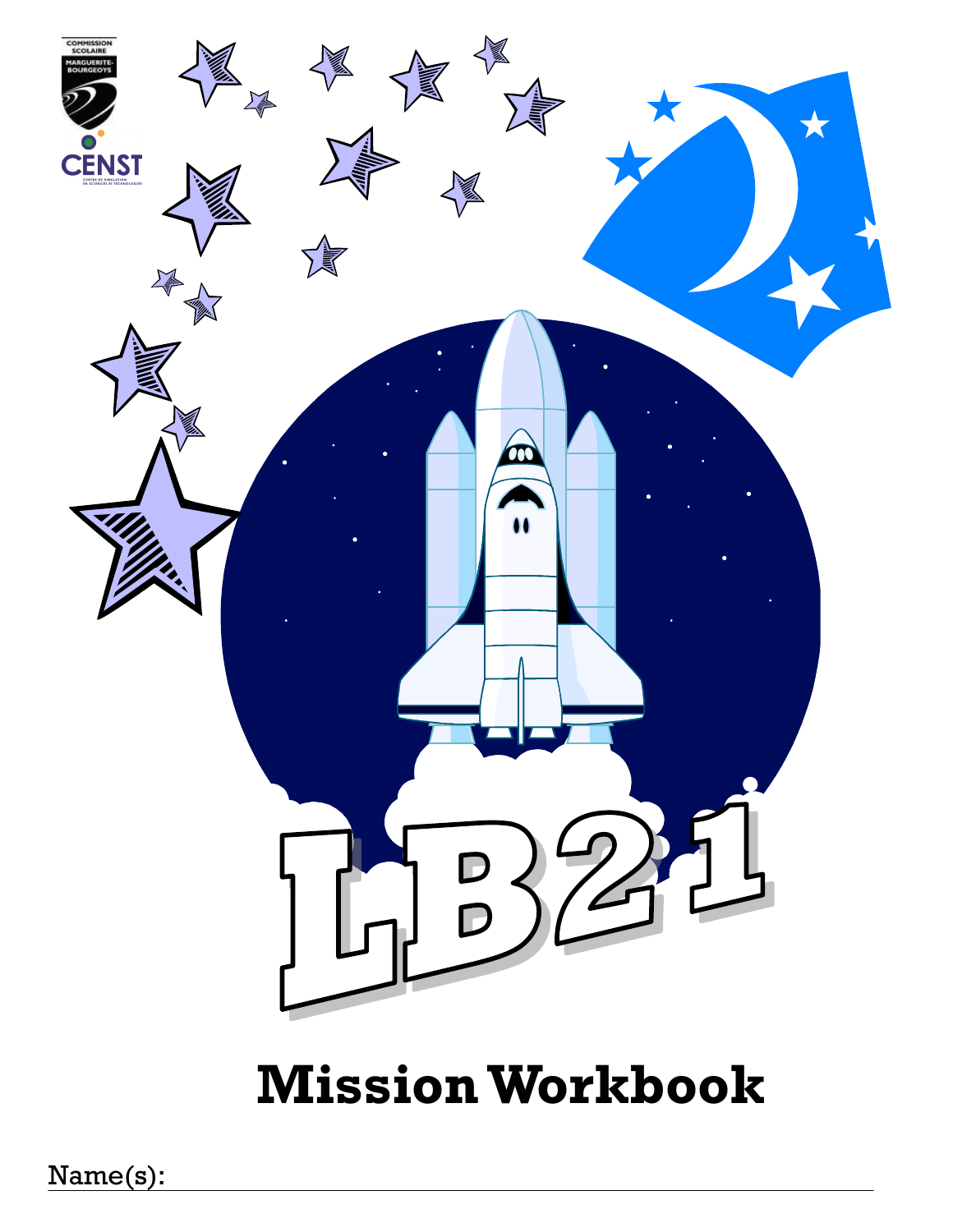COMMISSION SCOLAIRE MARGUERITE-BOURGEOYS

CENST

CENTRE DE SIMULATION EN SCIENCES ET TECHNOLOGIES

# LB21

# Mission Workbook

Name(s):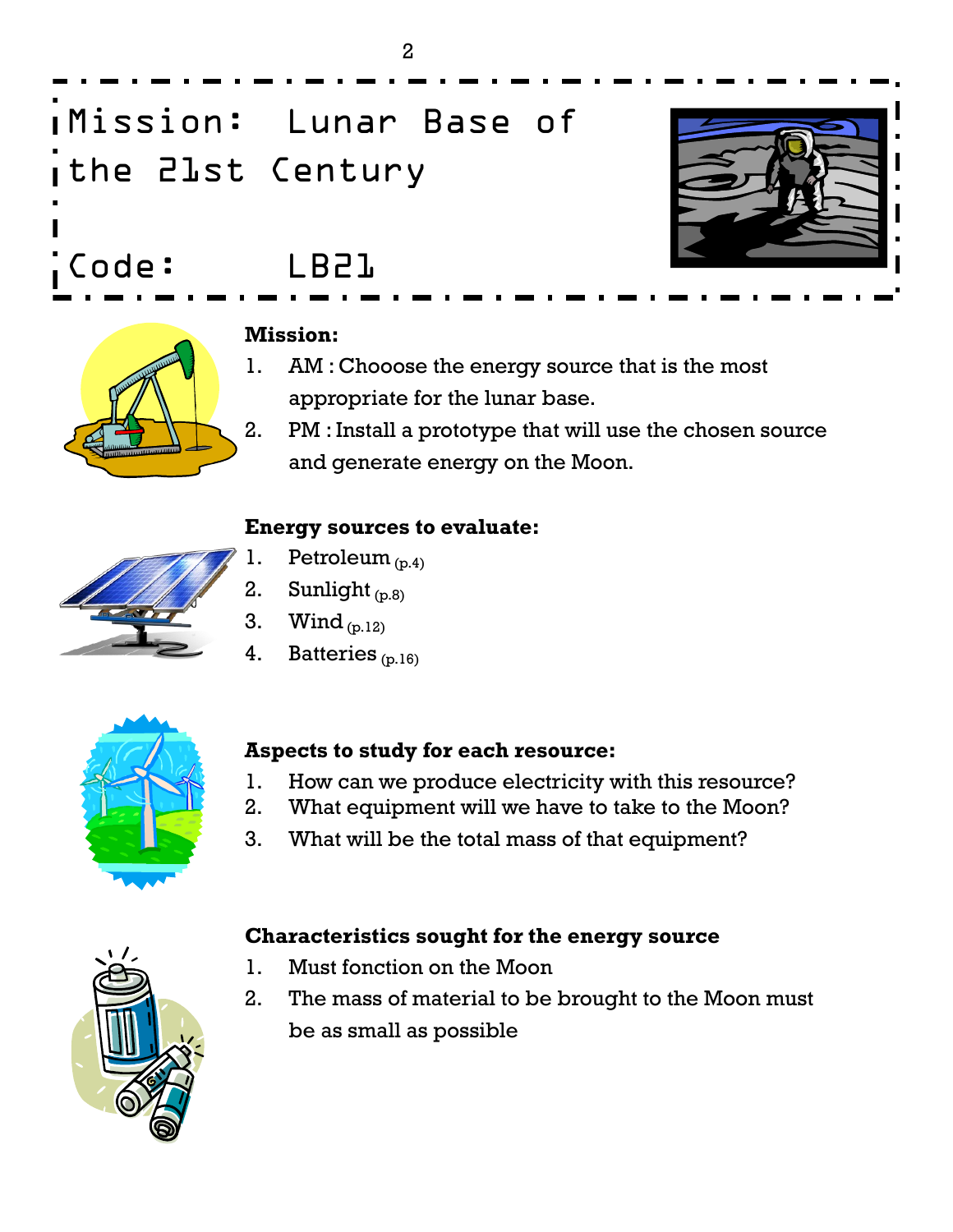# Mission: Lunar Base of the 21st Century

## Code: LB21

**Mission:**

1. AM : Chooose the energy source that is the most appropriate for the lunar base.
2. PM : Install a prototype that will use the chosen source and generate energy on the Moon.

**Energy sources to evaluate:**

1. Petroleum (p.4)
2. Sunlight (p.8)
3. Wind (p.12)
4. Batteries (p.16)

**Aspects to study for each resource:**

1. How can we produce electricity with this resource?
2. What equipment will we have to take to the Moon?
3. What will be the total mass of that equipment?

**Characteristics sought for the energy source**

1. Must fonction on the Moon
2. The mass of material to be brought to the Moon must be as small as possible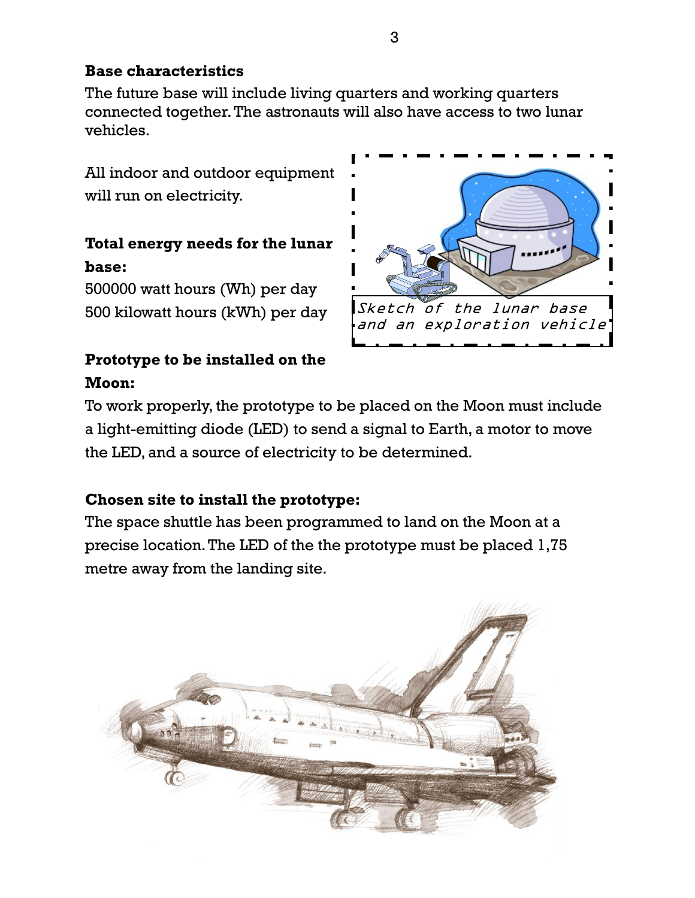**Base characteristics**

The future base will include living quarters and working quarters connected together. The astronauts will also have access to two lunar vehicles.

All indoor and outdoor equipment will run on electricity.

*Sketch of the lunar base and an exploration vehicle*

**Total energy needs for the lunar base:**

500000 watt hours (Wh) per day
500 kilowatt hours (kWh) per day

**Prototype to be installed on the Moon:**

To work properly, the prototype to be placed on the Moon must include a light-emitting diode (LED) to send a signal to Earth, a motor to move the LED, and a source of electricity to be determined.

**Chosen site to install the prototype:**

The space shuttle has been programmed to land on the Moon at a precise location. The LED of the the prototype must be placed 1,75 metre away from the landing site.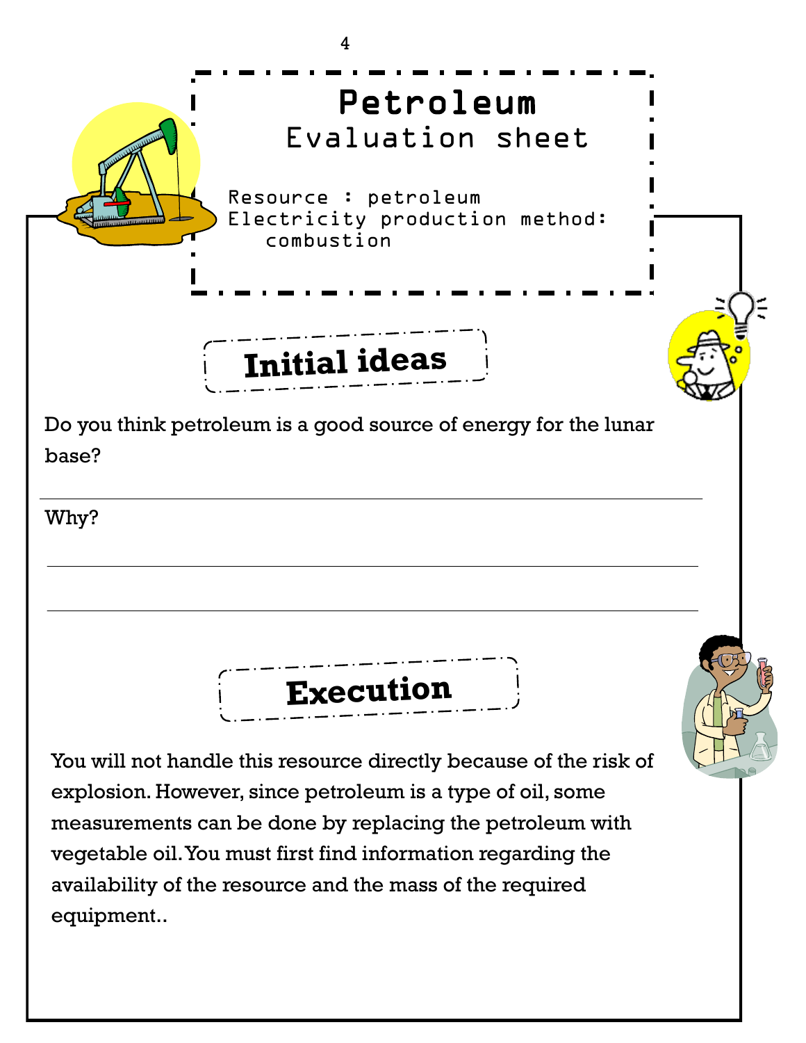# Petroleum

## Evaluation sheet

Resource : petroleum
Electricity production method: combustion

## Initial ideas

Do you think petroleum is a good source of energy for the lunar base?

___

Why?

___

___

## Execution

You will not handle this resource directly because of the risk of explosion. However, since petroleum is a type of oil, some measurements can be done by replacing the petroleum with vegetable oil. You must first find information regarding the availability of the resource and the mass of the required equipment..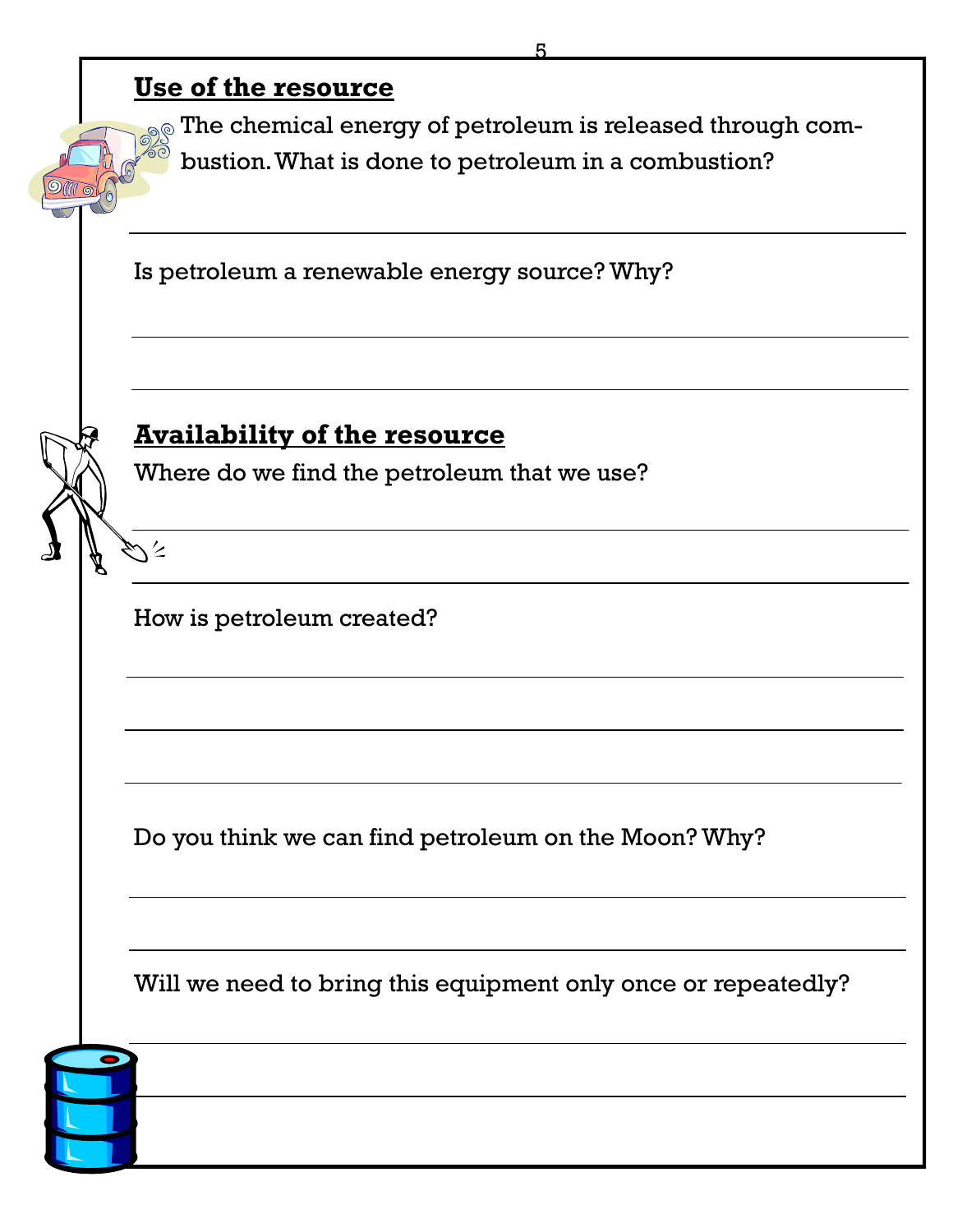## Use of the resource

The chemical energy of petroleum is released through combustion. What is done to petroleum in a combustion?

Is petroleum a renewable energy source? Why?

## Availability of the resource

Where do we find the petroleum that we use?

How is petroleum created?

Do you think we can find petroleum on the Moon? Why?

Will we need to bring this equipment only once or repeatedly?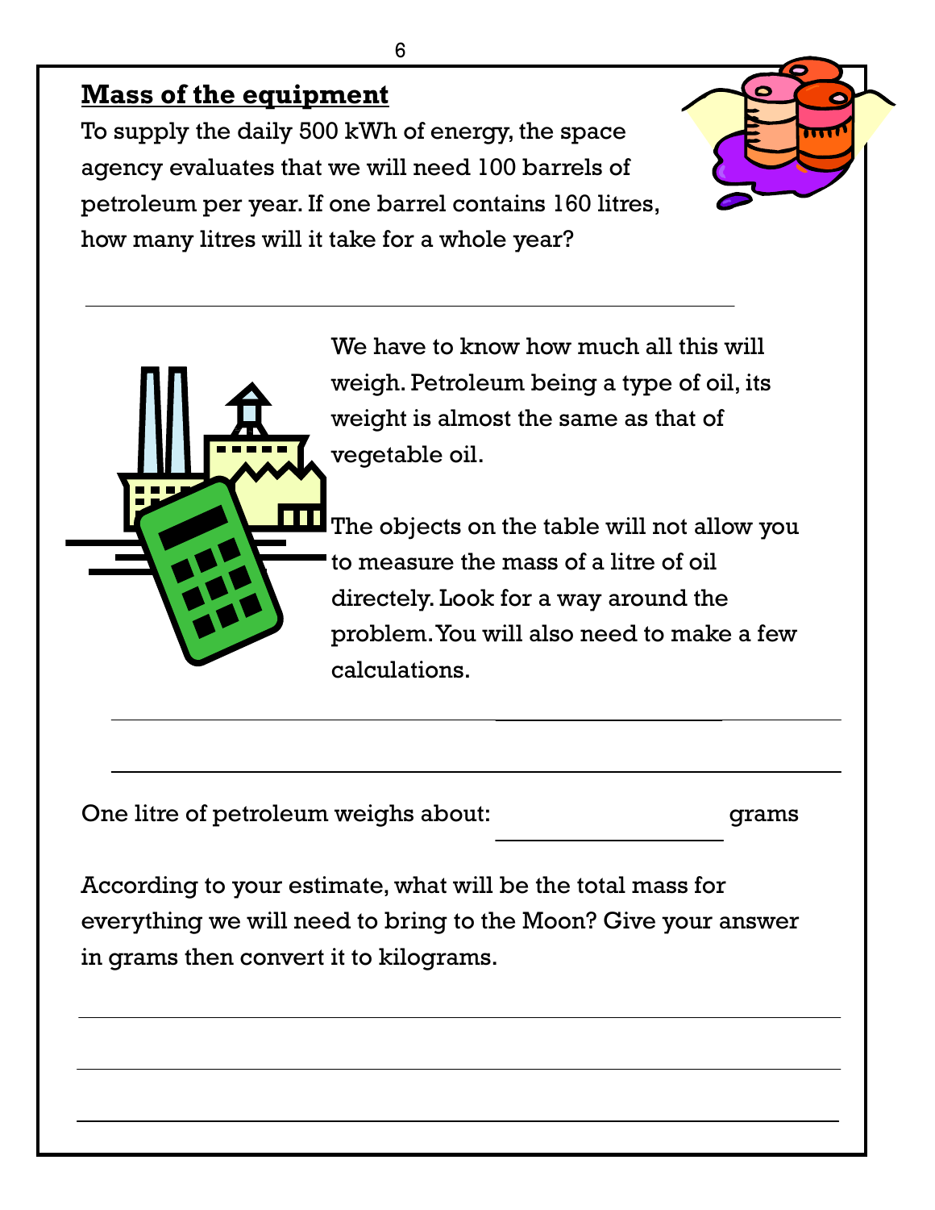## Mass of the equipment

To supply the daily 500 kWh of energy, the space agency evaluates that we will need 100 barrels of petroleum per year. If one barrel contains 160 litres, how many litres will it take for a whole year?

______________________________________________

We have to know how much all this will weigh. Petroleum being a type of oil, its weight is almost the same as that of vegetable oil.

The objects on the table will not allow you to measure the mass of a litre of oil directely. Look for a way around the problem. You will also need to make a few calculations.

______________________________________________

______________________________________________

One litre of petroleum weighs about: ________________ grams

According to your estimate, what will be the total mass for everything we will need to bring to the Moon? Give your answer in grams then convert it to kilograms.

______________________________________________

______________________________________________

______________________________________________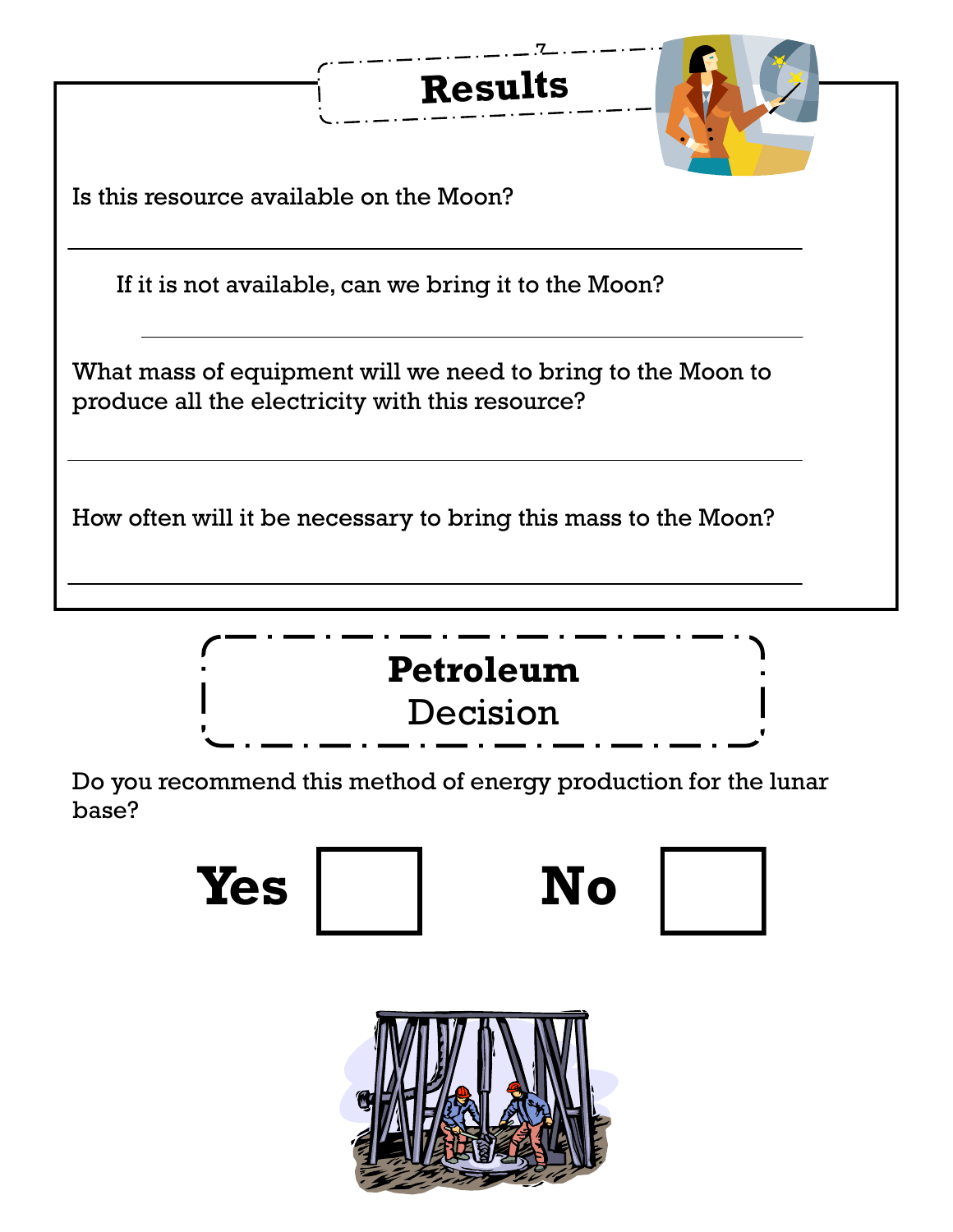## Results

Is this resource available on the Moon?

______________________________________________

If it is not available, can we bring it to the Moon?

______________________________________________

What mass of equipment will we need to bring to the Moon to produce all the electricity with this resource?

______________________________________________

How often will it be necessary to bring this mass to the Moon?

______________________________________________

## Petroleum
Decision

Do you recommend this method of energy production for the lunar base?

**Yes** ☐ **No** ☐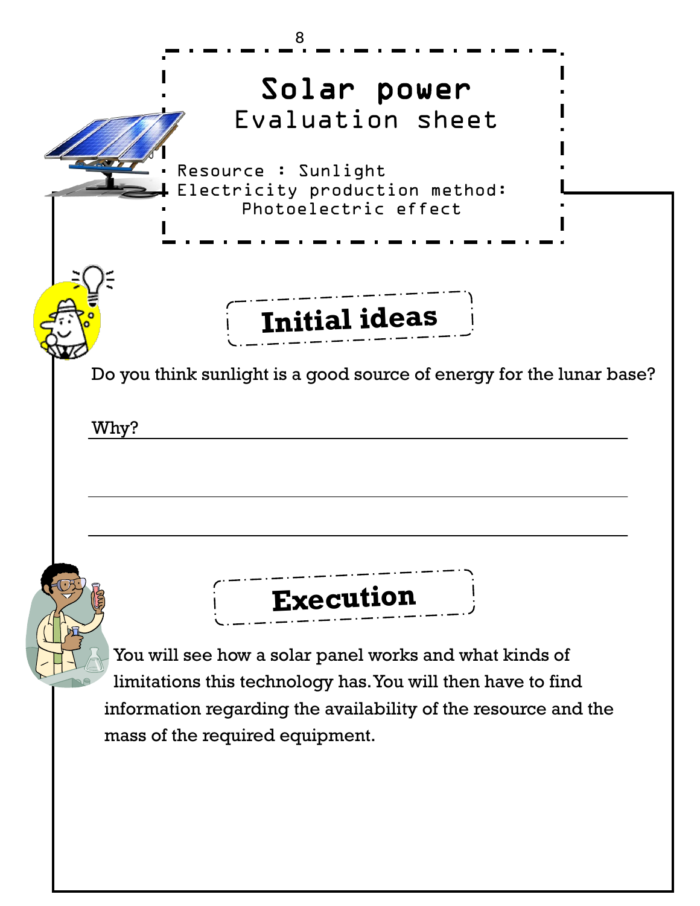# Solar power

## Evaluation sheet

Resource : Sunlight

Electricity production method: Photoelectric effect

## Initial ideas

Do you think sunlight is a good source of energy for the lunar base?

Why? ___________________________________________

___________________________________________

___________________________________________

## Execution

You will see how a solar panel works and what kinds of limitations this technology has. You will then have to find information regarding the availability of the resource and the mass of the required equipment.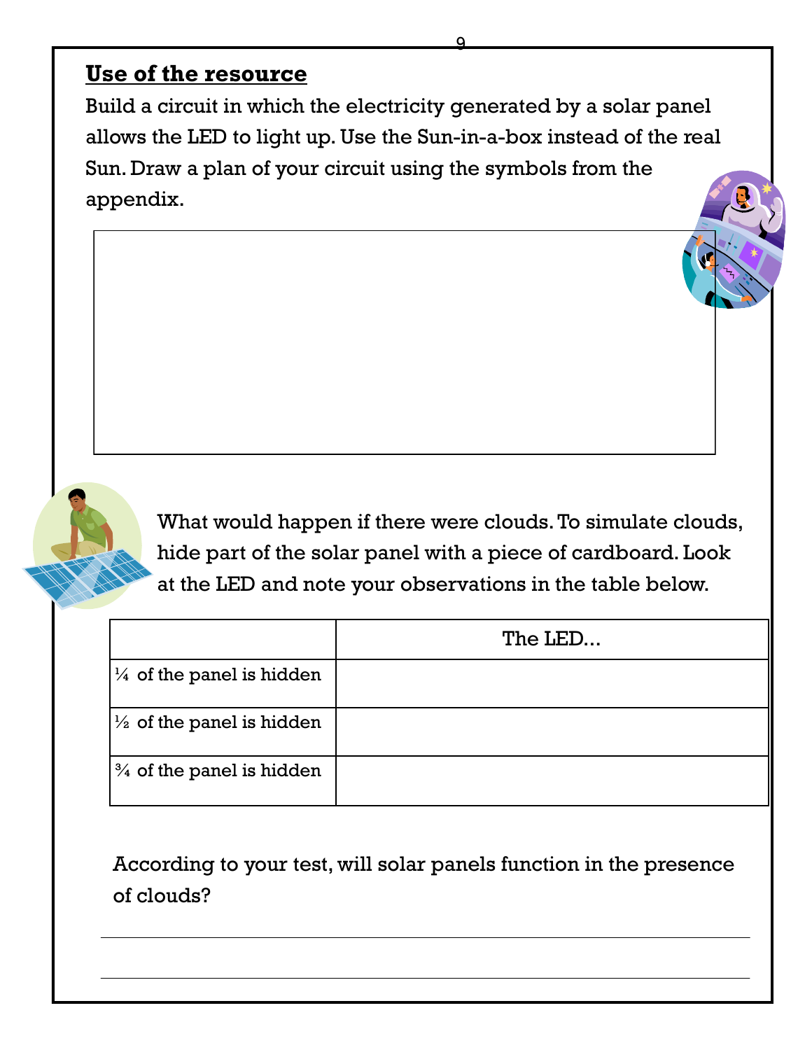## Use of the resource

Build a circuit in which the electricity generated by a solar panel allows the LED to light up. Use the Sun-in-a-box instead of the real Sun. Draw a plan of your circuit using the symbols from the appendix.

What would happen if there were clouds. To simulate clouds, hide part of the solar panel with a piece of cardboard. Look at the LED and note your observations in the table below.

| | The LED... |
|---|---|
| ¼ of the panel is hidden | |
| ½ of the panel is hidden | |
| ¾ of the panel is hidden | |

According to your test, will solar panels function in the presence of clouds?

______________________________________________________________

______________________________________________________________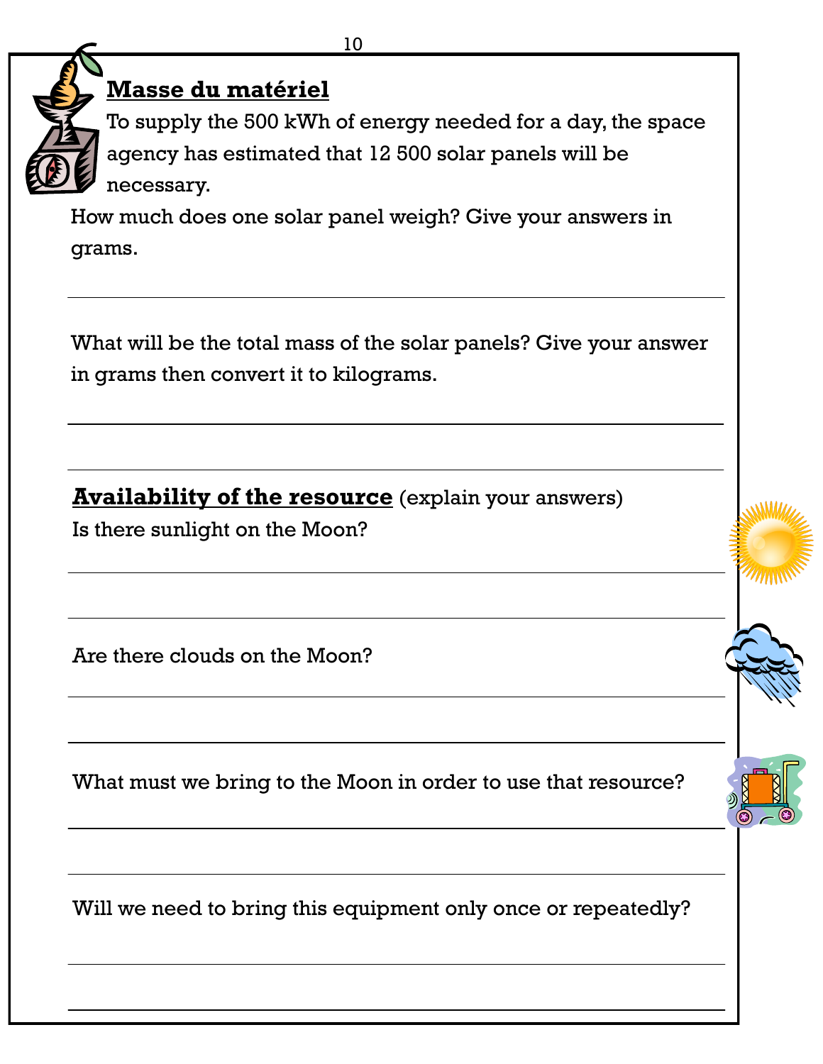## Masse du matériel

To supply the 500 kWh of energy needed for a day, the space agency has estimated that 12 500 solar panels will be necessary.

How much does one solar panel weigh? Give your answers in grams.

What will be the total mass of the solar panels? Give your answer in grams then convert it to kilograms.

## Availability of the resource (explain your answers)

Is there sunlight on the Moon?

Are there clouds on the Moon?

What must we bring to the Moon in order to use that resource?

Will we need to bring this equipment only once or repeatedly?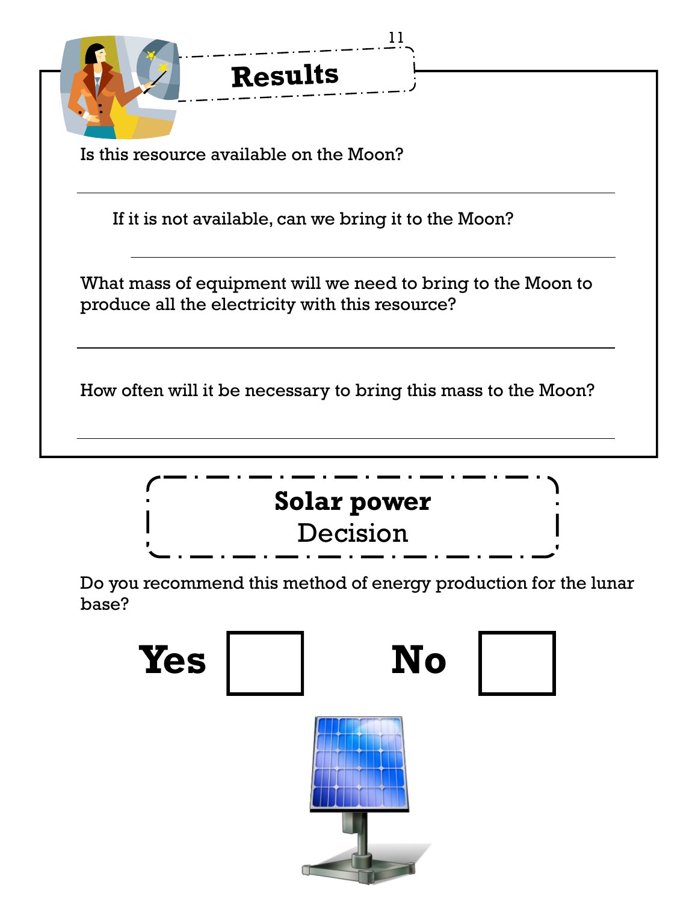## Results

Is this resource available on the Moon?

___

If it is not available, can we bring it to the Moon?

___

What mass of equipment will we need to bring to the Moon to produce all the electricity with this resource?

___

How often will it be necessary to bring this mass to the Moon?

___

## Solar power

Decision

Do you recommend this method of energy production for the lunar base?

**Yes** ☐ **No** ☐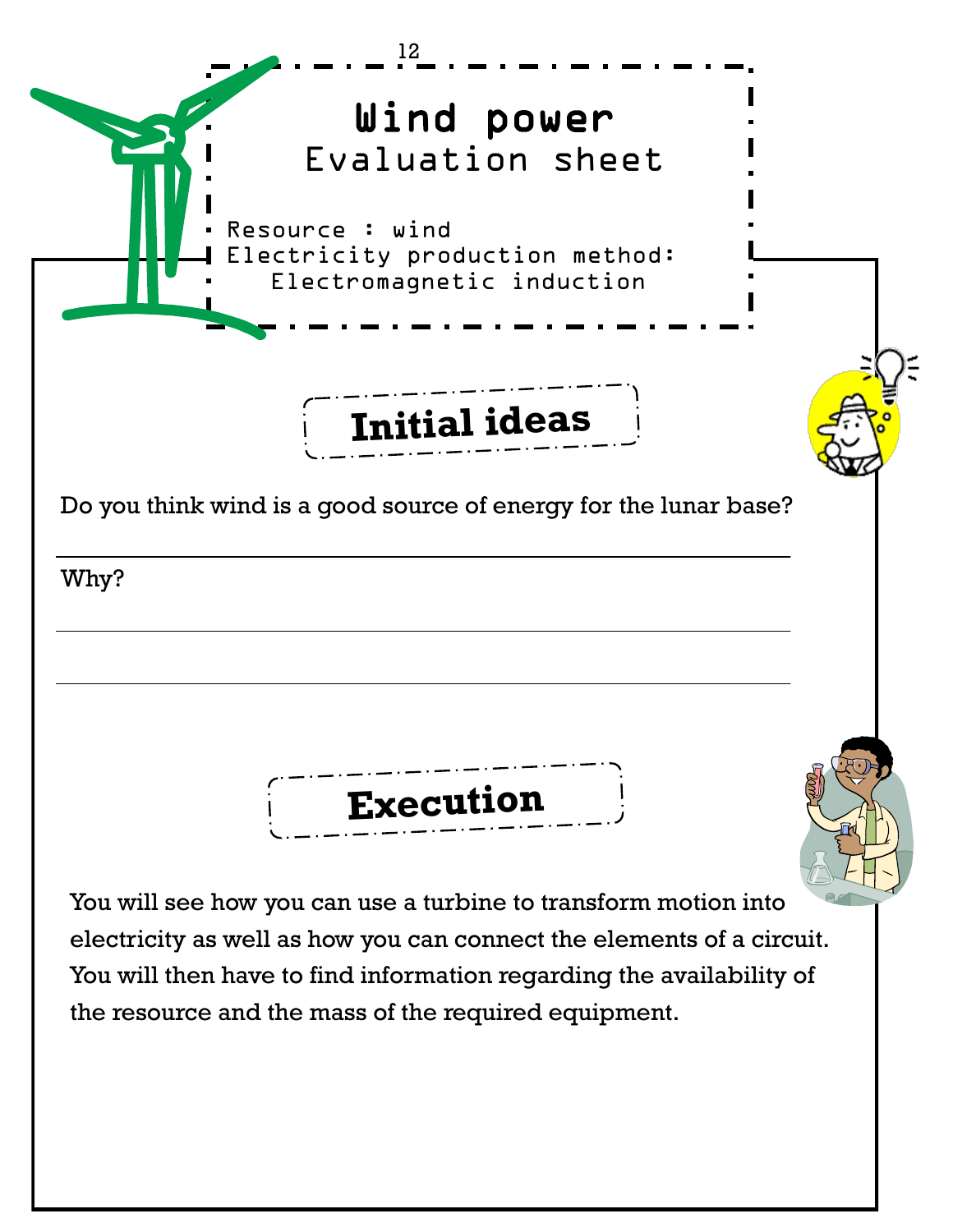# Wind power

## Evaluation sheet

Resource : wind
Electricity production method:
Electromagnetic induction

## Initial ideas

Do you think wind is a good source of energy for the lunar base?

\_\_\_\_\_\_\_\_\_\_\_\_\_\_\_\_\_\_\_\_\_\_\_\_\_\_\_\_\_\_\_\_\_\_\_\_\_\_\_\_\_\_\_\_\_\_\_\_\_\_\_\_\_\_\_\_\_\_\_\_

Why?

\_\_\_\_\_\_\_\_\_\_\_\_\_\_\_\_\_\_\_\_\_\_\_\_\_\_\_\_\_\_\_\_\_\_\_\_\_\_\_\_\_\_\_\_\_\_\_\_\_\_\_\_\_\_\_\_\_\_\_\_

\_\_\_\_\_\_\_\_\_\_\_\_\_\_\_\_\_\_\_\_\_\_\_\_\_\_\_\_\_\_\_\_\_\_\_\_\_\_\_\_\_\_\_\_\_\_\_\_\_\_\_\_\_\_\_\_\_\_\_\_

## Execution

You will see how you can use a turbine to transform motion into electricity as well as how you can connect the elements of a circuit. You will then have to find information regarding the availability of the resource and the mass of the required equipment.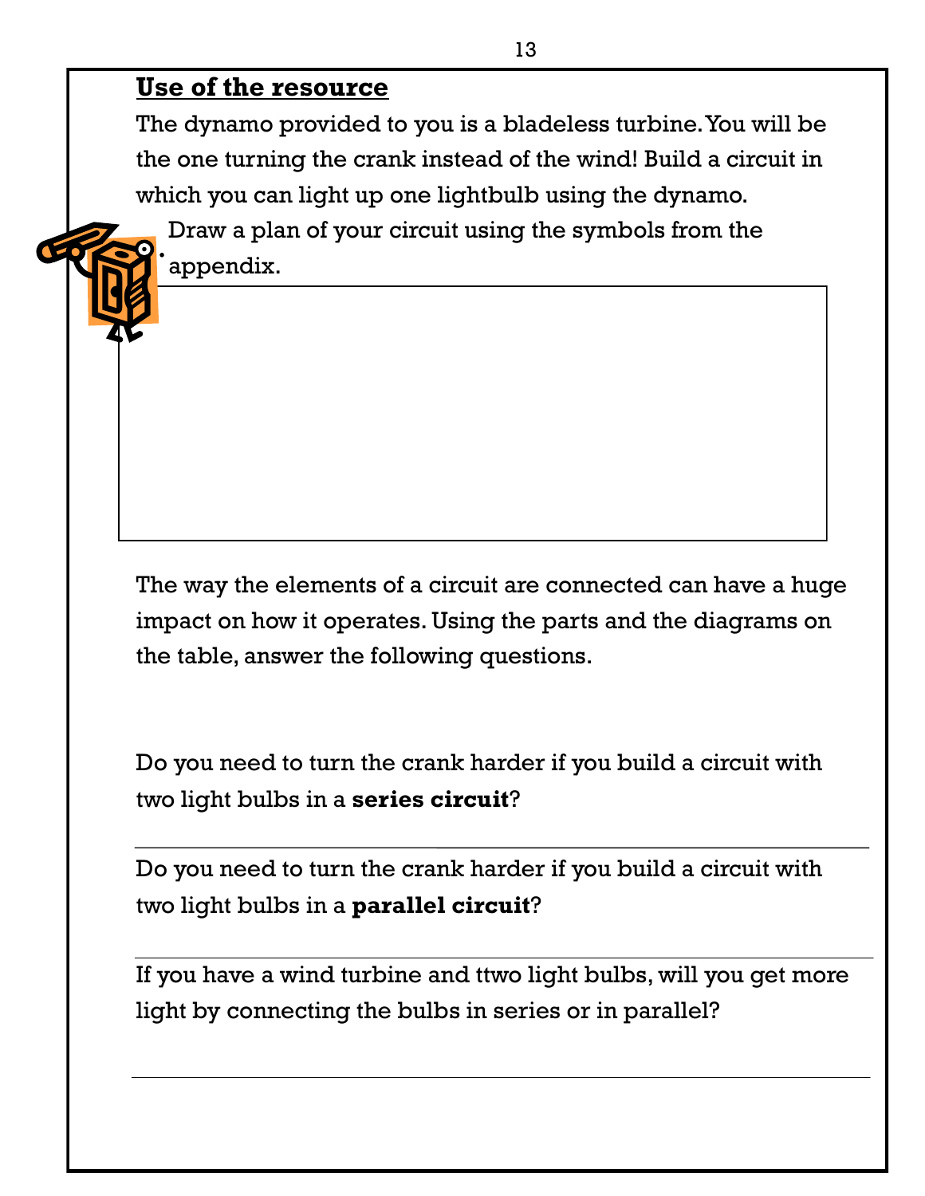**Use of the resource**

The dynamo provided to you is a bladeless turbine. You will be the one turning the crank instead of the wind! Build a circuit in which you can light up one lightbulb using the dynamo.

- Draw a plan of your circuit using the symbols from the appendix.

The way the elements of a circuit are connected can have a huge impact on how it operates. Using the parts and the diagrams on the table, answer the following questions.

Do you need to turn the crank harder if you build a circuit with two light bulbs in a **series circuit**?

______________________________________________

Do you need to turn the crank harder if you build a circuit with two light bulbs in a **parallel circuit**?

______________________________________________

If you have a wind turbine and ttwo light bulbs, will you get more light by connecting the bulbs in series or in parallel?

______________________________________________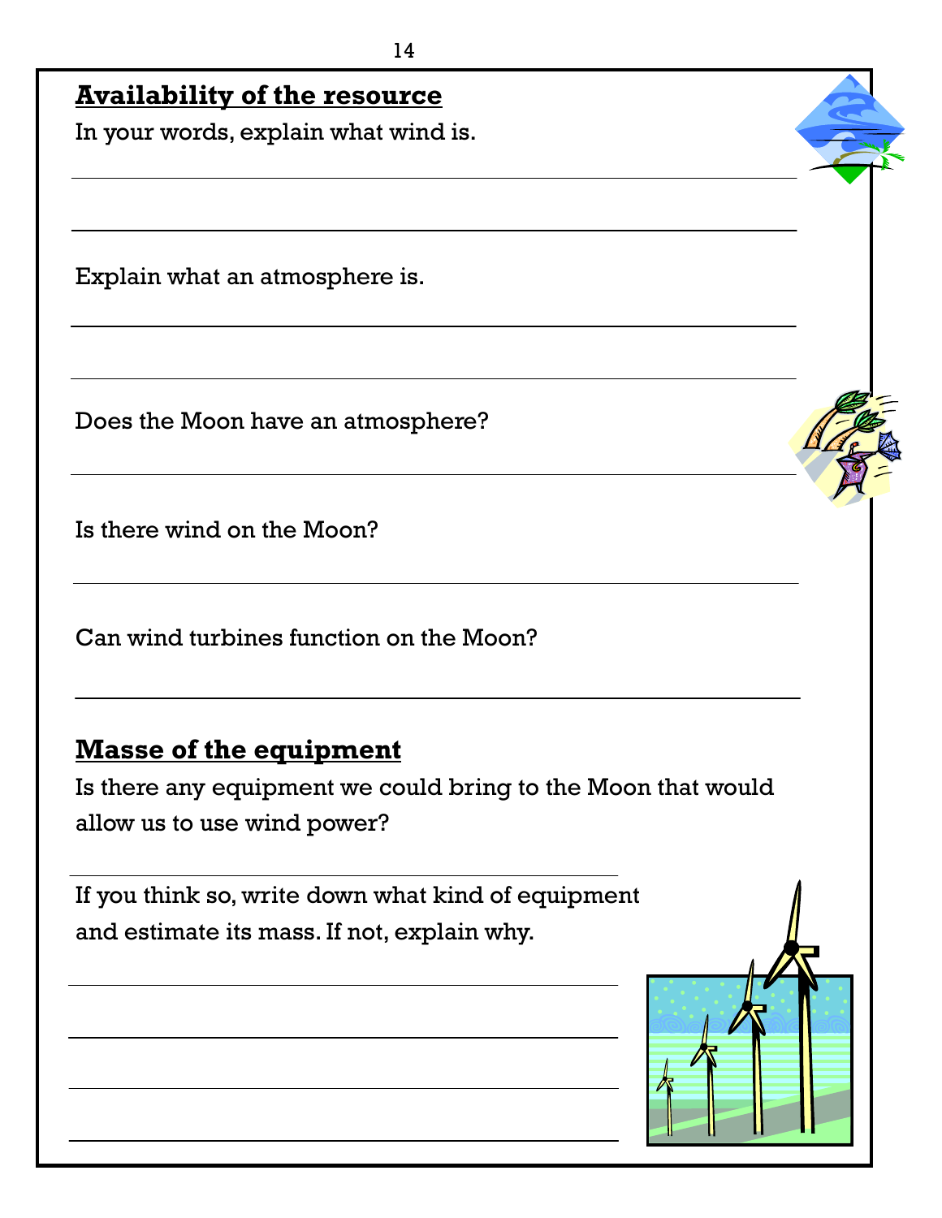## Availability of the resource

In your words, explain what wind is.

Explain what an atmosphere is.

Does the Moon have an atmosphere?

Is there wind on the Moon?

Can wind turbines function on the Moon?

## Masse of the equipment

Is there any equipment we could bring to the Moon that would allow us to use wind power?

If you think so, write down what kind of equipment and estimate its mass. If not, explain why.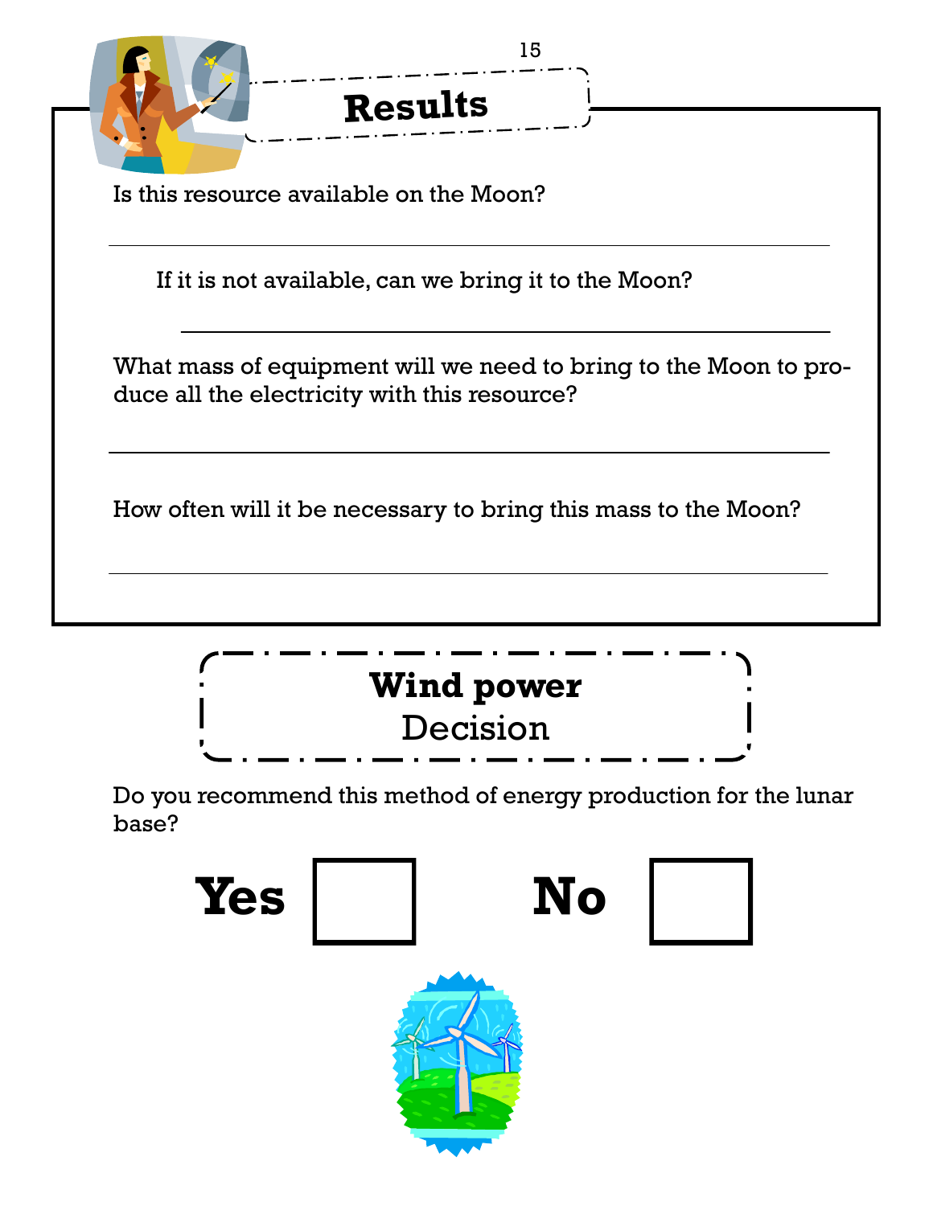## Results

Is this resource available on the Moon?

______________________________________________

If it is not available, can we bring it to the Moon?

______________________________________________

What mass of equipment will we need to bring to the Moon to produce all the electricity with this resource?

______________________________________________

How often will it be necessary to bring this mass to the Moon?

______________________________________________

## Wind power
Decision

Do you recommend this method of energy production for the lunar base?

**Yes** ☐ **No** ☐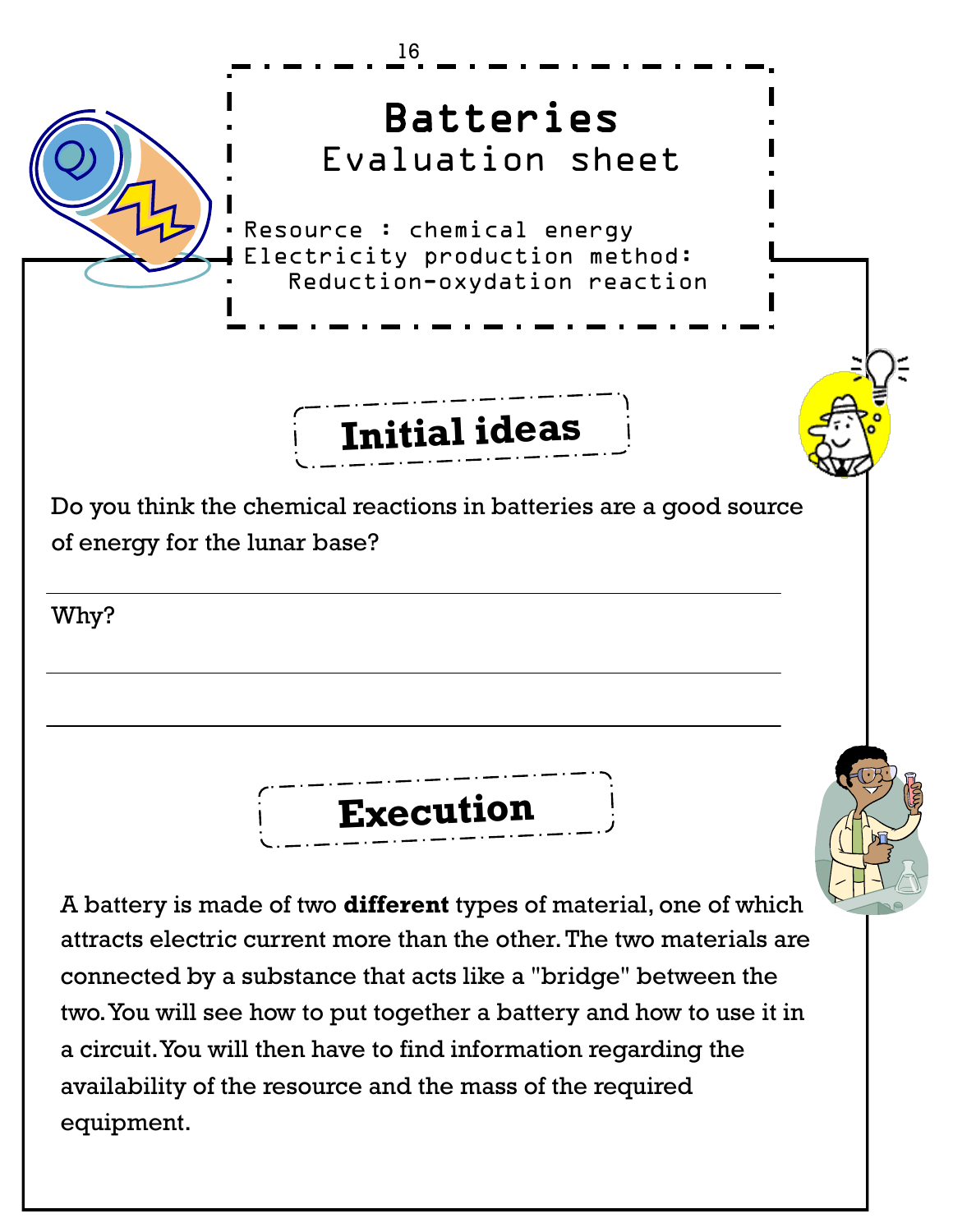# Batteries

## Evaluation sheet

Resource : chemical energy
Electricity production method:
Reduction-oxydation reaction

## Initial ideas

Do you think the chemical reactions in batteries are a good source of energy for the lunar base?

______________________________________________

Why?

______________________________________________

______________________________________________

## Execution

A battery is made of two **different** types of material, one of which attracts electric current more than the other. The two materials are connected by a substance that acts like a "bridge" between the two. You will see how to put together a battery and how to use it in a circuit. You will then have to find information regarding the availability of the resource and the mass of the required equipment.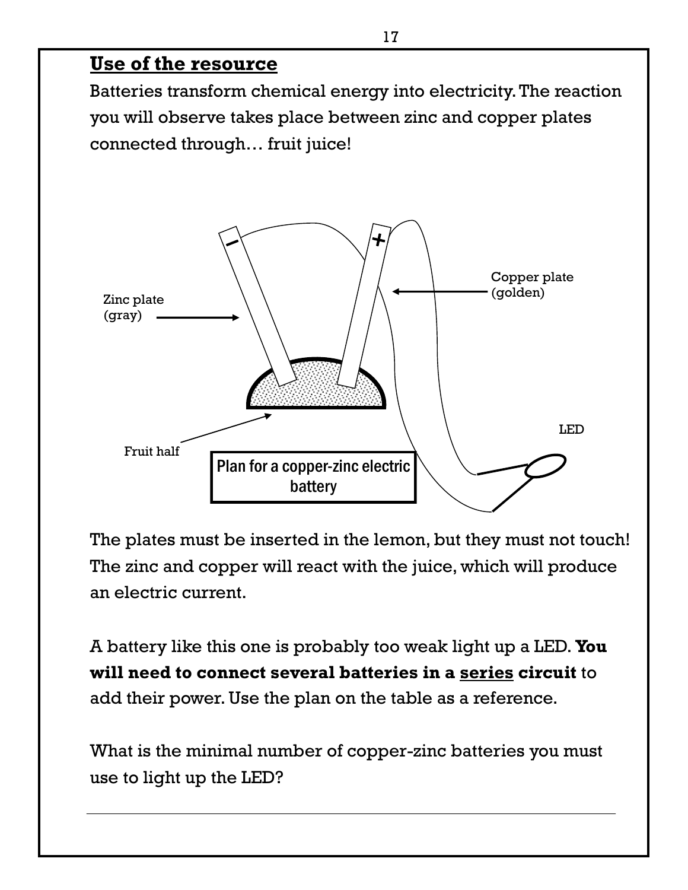## Use of the resource

Batteries transform chemical energy into electricity. The reaction you will observe takes place between zinc and copper plates connected through… fruit juice!

Zinc plate (gray)

Copper plate (golden)

Fruit half

LED

Plan for a copper-zinc electric battery

The plates must be inserted in the lemon, but they must not touch! The zinc and copper will react with the juice, which will produce an electric current.

A battery like this one is probably too weak light up a LED. **You will need to connect several batteries in a <u>series</u> circuit** to add their power. Use the plan on the table as a reference.

What is the minimal number of copper-zinc batteries you must use to light up the LED?

______________________________________________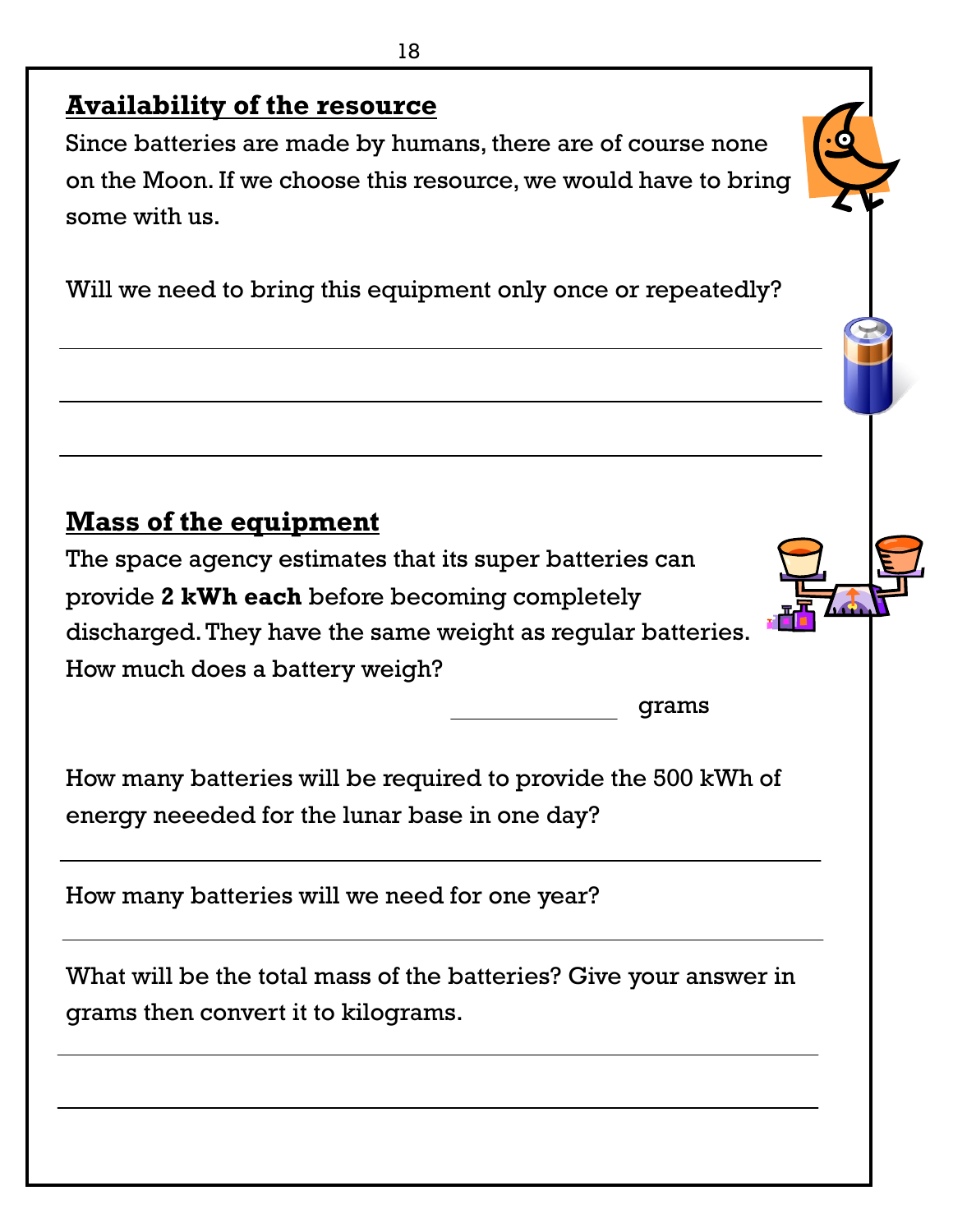## Availability of the resource

Since batteries are made by humans, there are of course none on the Moon. If we choose this resource, we would have to bring some with us.

Will we need to bring this equipment only once or repeatedly?

______________________________________________

______________________________________________

______________________________________________

## Mass of the equipment

The space agency estimates that its super batteries can provide **2 kWh each** before becoming completely discharged. They have the same weight as regular batteries. How much does a battery weigh?

_____________ grams

How many batteries will be required to provide the 500 kWh of energy neeeded for the lunar base in one day?

______________________________________________

How many batteries will we need for one year?

______________________________________________

What will be the total mass of the batteries? Give your answer in grams then convert it to kilograms.

______________________________________________

______________________________________________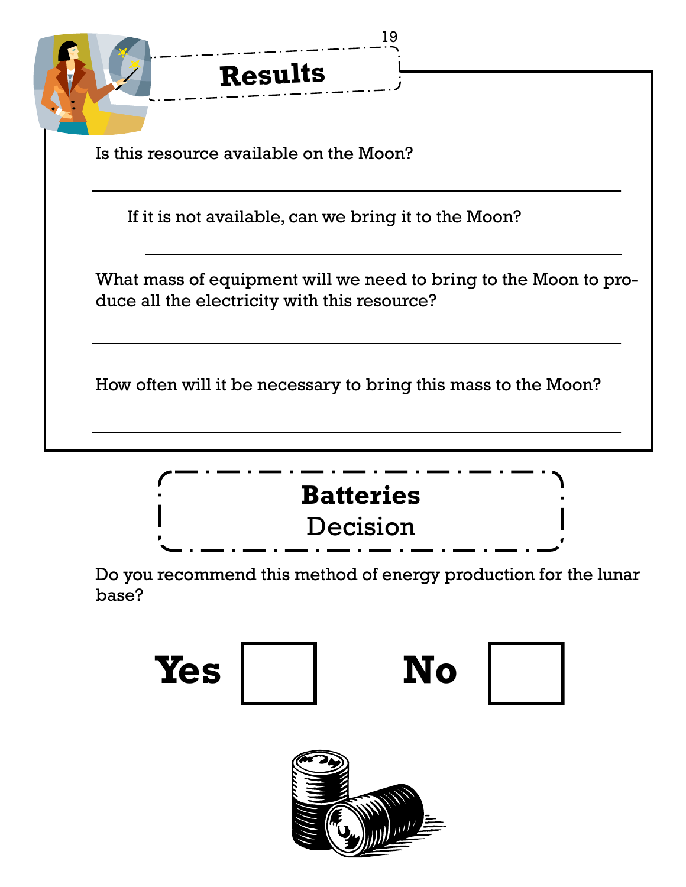## Results

Is this resource available on the Moon?

If it is not available, can we bring it to the Moon?

What mass of equipment will we need to bring to the Moon to produce all the electricity with this resource?

How often will it be necessary to bring this mass to the Moon?

## Batteries
Decision

Do you recommend this method of energy production for the lunar base?

**Yes** ☐ **No** ☐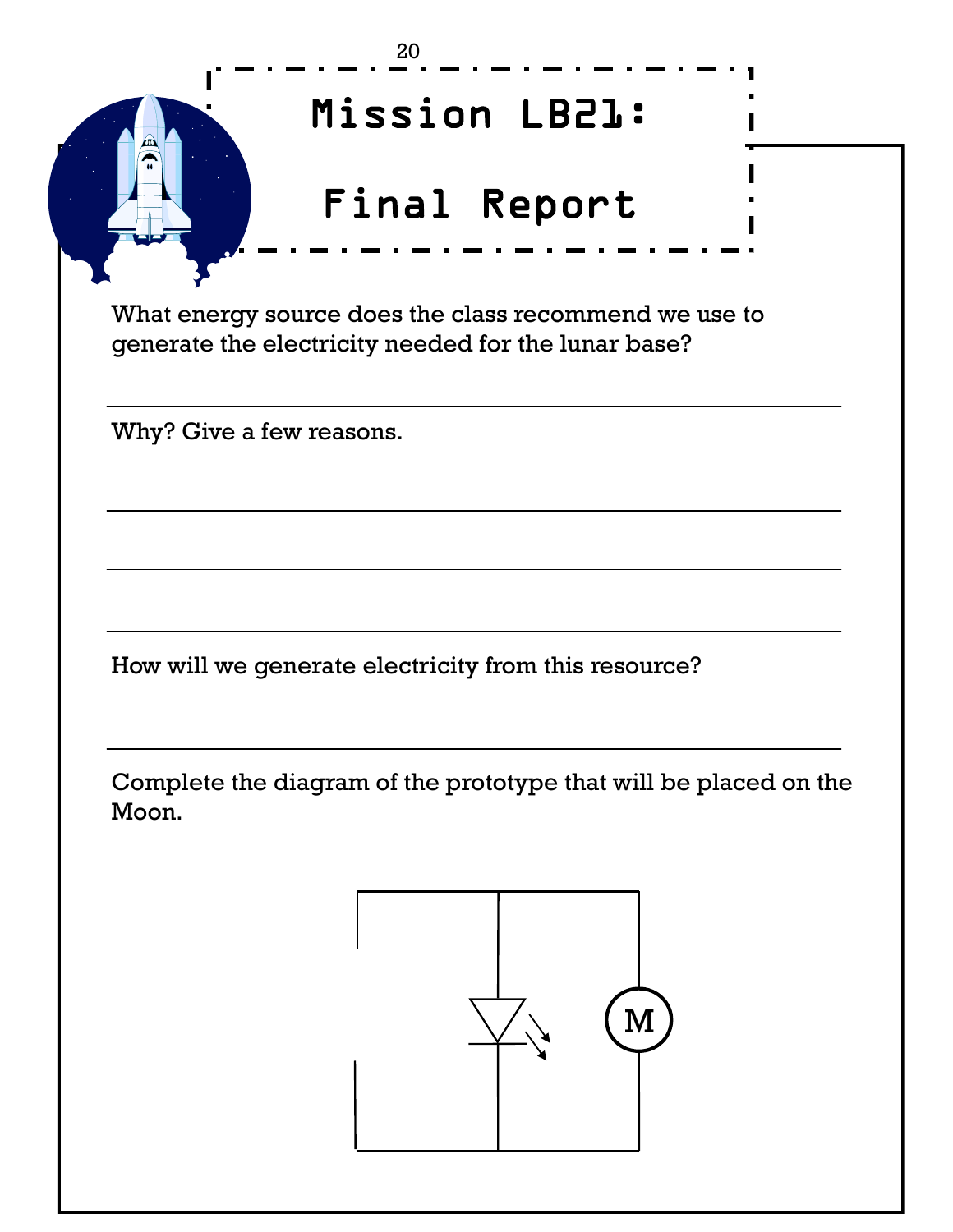# Mission LB21: Final Report

What energy source does the class recommend we use to generate the electricity needed for the lunar base?

______________________________________________

Why? Give a few reasons.

______________________________________________

______________________________________________

______________________________________________

How will we generate electricity from this resource?

______________________________________________

Complete the diagram of the prototype that will be placed on the Moon.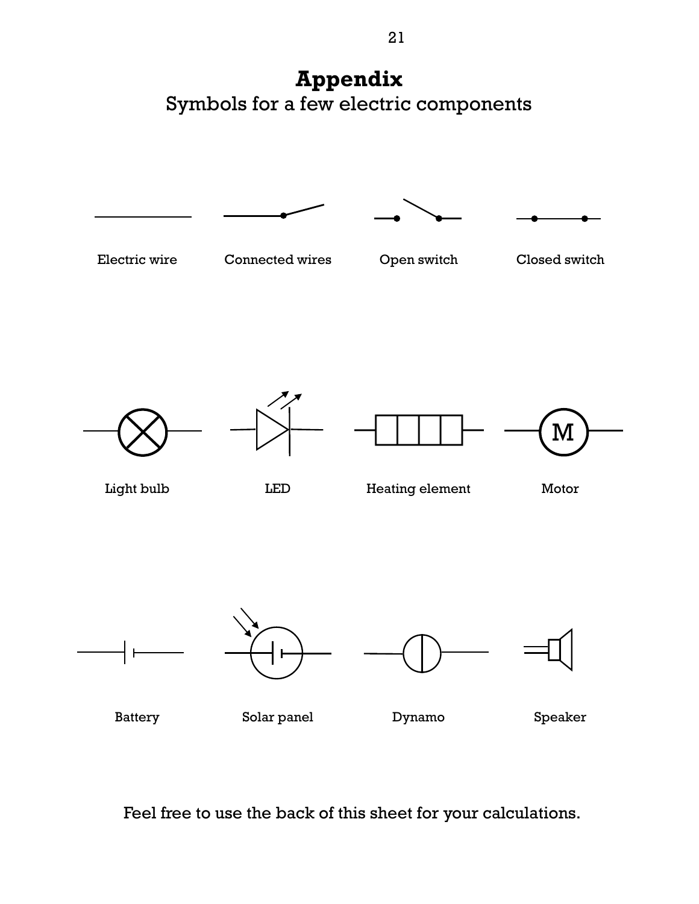# Appendix

## Symbols for a few electric components

Electric wire

Connected wires

Open switch

Closed switch

Light bulb

LED

Heating element

M

Motor

Battery

Solar panel

Dynamo

Speaker

Feel free to use the back of this sheet for your calculations.